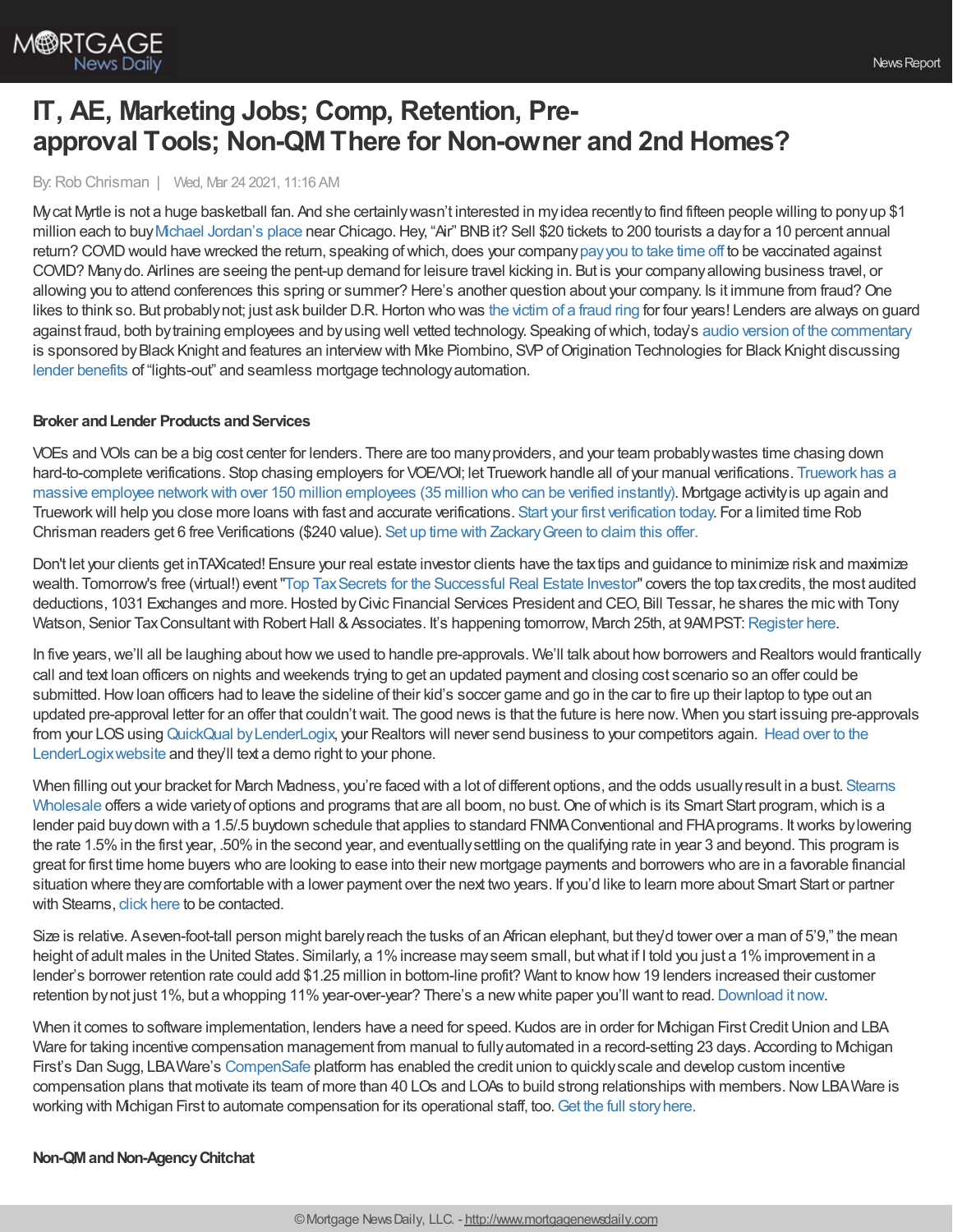# IT, AE, Marketing Jobs; Comp, Retention, Pre-approval Tools; Non-QM There for Non-owner and 2nd Homes?

By: Rob Chrisman | Wed, Mar 24 2021, 11:16 AM

My cat Myrtle is not a huge basketball fan. And she certainly wasn't interested in my idea recently to find fifteen people willing to pony up $1 million each to buy Michael Jordan's place near Chicago. Hey, "Air" BNB it? Sell $20 tickets to 200 tourists a day for a 10 percent annual return? COVID would have wrecked the return, speaking of which, does your company pay you to take time off to be vaccinated against COVID? Many do. Airlines are seeing the pent-up demand for leisure travel kicking in. But is your company allowing business travel, or allowing you to attend conferences this spring or summer? Here's another question about your company. Is it immune from fraud? One likes to think so. But probably not; just ask builder D.R. Horton who was the victim of a fraud ring for four years! Lenders are always on guard against fraud, both by training employees and by using well vetted technology. Speaking of which, today's audio version of the commentary is sponsored by Black Knight and features an interview with Mike Piombino, SVP of Origination Technologies for Black Knight discussing lender benefits of "lights-out" and seamless mortgage technology automation.

**Broker and Lender Products and Services**

VOEs and VOIs can be a big cost center for lenders. There are too many providers, and your team probably wastes time chasing down hard-to-complete verifications. Stop chasing employers for VOE/VOI; let Truework handle all of your manual verifications. Truework has a massive employee network with over 150 million employees (35 million who can be verified instantly). Mortgage activity is up again and Truework will help you close more loans with fast and accurate verifications. Start your first verification today. For a limited time Rob Chrisman readers get 6 free Verifications ($240 value). Set up time with Zackary Green to claim this offer.

Don't let your clients get inTAXicated! Ensure your real estate investor clients have the tax tips and guidance to minimize risk and maximize wealth. Tomorrow's free (virtual!) event "Top Tax Secrets for the Successful Real Estate Investor" covers the top tax credits, the most audited deductions, 1031 Exchanges and more. Hosted by Civic Financial Services President and CEO, Bill Tessar, he shares the mic with Tony Watson, Senior Tax Consultant with Robert Hall & Associates. It's happening tomorrow, March 25th, at 9AM PST: Register here.

In five years, we'll all be laughing about how we used to handle pre-approvals. We'll talk about how borrowers and Realtors would frantically call and text loan officers on nights and weekends trying to get an updated payment and closing cost scenario so an offer could be submitted. How loan officers had to leave the sideline of their kid's soccer game and go in the car to fire up their laptop to type out an updated pre-approval letter for an offer that couldn't wait. The good news is that the future is here now. When you start issuing pre-approvals from your LOS using QuickQual by LenderLogix, your Realtors will never send business to your competitors again. Head over to the LenderLogix website and they'll text a demo right to your phone.

When filling out your bracket for March Madness, you're faced with a lot of different options, and the odds usually result in a bust. Stearns Wholesale offers a wide variety of options and programs that are all boom, no bust. One of which is its Smart Start program, which is a lender paid buydown with a 1.5/.5 buydown schedule that applies to standard FNMA Conventional and FHA programs. It works by lowering the rate 1.5% in the first year, .50% in the second year, and eventually settling on the qualifying rate in year 3 and beyond. This program is great for first time home buyers who are looking to ease into their new mortgage payments and borrowers who are in a favorable financial situation where they are comfortable with a lower payment over the next two years. If you'd like to learn more about Smart Start or partner with Stearns, click here to be contacted.

Size is relative. A seven-foot-tall person might barely reach the tusks of an African elephant, but they'd tower over a man of 5'9," the mean height of adult males in the United States. Similarly, a 1% increase may seem small, but what if I told you just a 1% improvement in a lender's borrower retention rate could add $1.25 million in bottom-line profit? Want to know how 19 lenders increased their customer retention by not just 1%, but a whopping 11% year-over-year? There's a new white paper you'll want to read. Download it now.

When it comes to software implementation, lenders have a need for speed. Kudos are in order for Michigan First Credit Union and LBA Ware for taking incentive compensation management from manual to fully automated in a record-setting 23 days. According to Michigan First's Dan Sugg, LBA Ware's CompenSafe platform has enabled the credit union to quickly scale and develop custom incentive compensation plans that motivate its team of more than 40 LOs and LOAs to build strong relationships with members. Now LBA Ware is working with Michigan First to automate compensation for its operational staff, too. Get the full story here.

**Non-QM and Non-Agency Chitchat**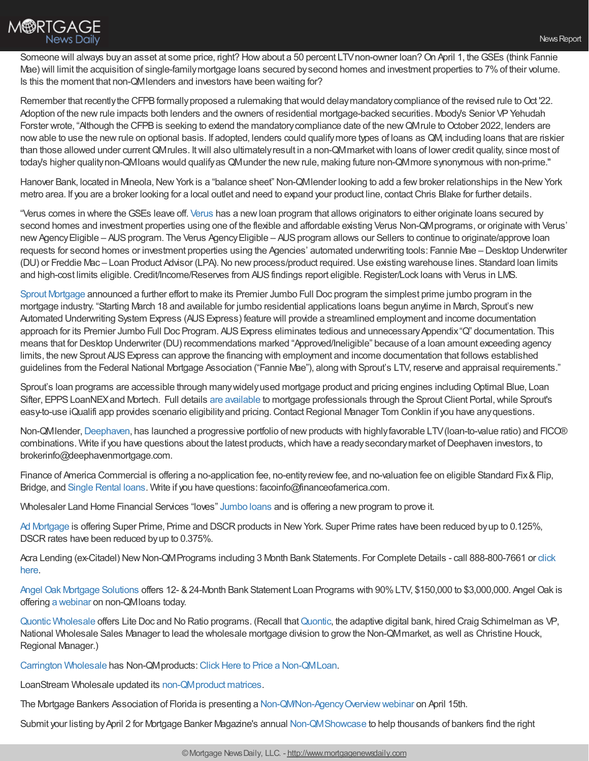Someone will always buy an asset at some price, right? How about a 50 percent LTV non-owner loan? On April 1, the GSEs (think Fannie Mae) will limit the acquisition of single-family mortgage loans secured by second homes and investment properties to 7% of their volume. Is this the moment that non-QM lenders and investors have been waiting for?

Remember that recently the CFPB formally proposed a rulemaking that would delay mandatory compliance of the revised rule to Oct '22. Adoption of the new rule impacts both lenders and the owners of residential mortgage-backed securities. Moody's Senior VP Yehudah Forster wrote, "Although the CFPB is seeking to extend the mandatory compliance date of the new QM rule to October 2022, lenders are now able to use the new rule on optional basis. If adopted, lenders could qualify more types of loans as QM, including loans that are riskier than those allowed under current QM rules. It will also ultimately result in a non-QM market with loans of lower credit quality, since most of today's higher quality non-QM loans would qualify as QM under the new rule, making future non-QM more synonymous with non-prime."

Hanover Bank, located in Mineola, New York is a "balance sheet" Non-QM lender looking to add a few broker relationships in the New York metro area. If you are a broker looking for a local outlet and need to expand your product line, contact Chris Blake for further details.

"Verus comes in where the GSEs leave off. Verus has a new loan program that allows originators to either originate loans secured by second homes and investment properties using one of the flexible and affordable existing Verus Non-QM programs, or originate with Verus' new Agency Eligible – AUS program. The Verus Agency Eligible – AUS program allows our Sellers to continue to originate/approve loan requests for second homes or investment properties using the Agencies' automated underwriting tools: Fannie Mae – Desktop Underwriter (DU) or Freddie Mac – Loan Product Advisor (LPA). No new process/product required. Use existing warehouse lines. Standard loan limits and high-cost limits eligible. Credit/Income/Reserves from AUS findings report eligible. Register/Lock loans with Verus in LMS.

Sprout Mortgage announced a further effort to make its Premier Jumbo Full Doc program the simplest prime jumbo program in the mortgage industry. "Starting March 18 and available for jumbo residential applications loans begun anytime in March, Sprout's new Automated Underwriting System Express (AUS Express) feature will provide a streamlined employment and income documentation approach for its Premier Jumbo Full Doc Program. AUS Express eliminates tedious and unnecessary Appendix "Q" documentation. This means that for Desktop Underwriter (DU) recommendations marked "Approved/Ineligible" because of a loan amount exceeding agency limits, the new Sprout AUS Express can approve the financing with employment and income documentation that follows established guidelines from the Federal National Mortgage Association ("Fannie Mae"), along with Sprout's LTV, reserve and appraisal requirements."

Sprout's loan programs are accessible through many widely used mortgage product and pricing engines including Optimal Blue, Loan Sifter, EPPS LoanNEX and Mortech. Full details are available to mortgage professionals through the Sprout Client Portal, while Sprout's easy-to-use iQualifi app provides scenario eligibility and pricing. Contact Regional Manager Tom Conklin if you have any questions.

Non-QM lender, Deephaven, has launched a progressive portfolio of new products with highly favorable LTV (loan-to-value ratio) and FICO® combinations. Write if you have questions about the latest products, which have a ready secondary market of Deephaven investors, to brokerinfo@deephavenmortgage.com.

Finance of America Commercial is offering a no-application fee, no-entity review fee, and no-valuation fee on eligible Standard Fix & Flip, Bridge, and Single Rental loans. Write if you have questions: facoinfo@financeofamerica.com.

Wholesaler Land Home Financial Services "loves" Jumbo loans and is offering a new program to prove it.

Ad Mortgage is offering Super Prime, Prime and DSCR products in New York. Super Prime rates have been reduced by up to 0.125%, DSCR rates have been reduced by up to 0.375%.

Acra Lending (ex-Citadel) New Non-QM Programs including 3 Month Bank Statements. For Complete Details - call 888-800-7661 or click here.

Angel Oak Mortgage Solutions offers 12- & 24-Month Bank Statement Loan Programs with 90% LTV, $150,000 to $3,000,000. Angel Oak is offering a webinar on non-QM loans today.

Quontic Wholesale offers Lite Doc and No Ratio programs. (Recall that Quontic, the adaptive digital bank, hired Craig Schimelman as VP, National Wholesale Sales Manager to lead the wholesale mortgage division to grow the Non-QM market, as well as Christine Houck, Regional Manager.)

Carrington Wholesale has Non-QM products: Click Here to Price a Non-QM Loan.

LoanStream Wholesale updated its non-QM product matrices.

The Mortgage Bankers Association of Florida is presenting a Non-QM/Non-Agency Overview webinar on April 15th.

Submit your listing by April 2 for Mortgage Banker Magazine's annual Non-QM Showcase to help thousands of bankers find the right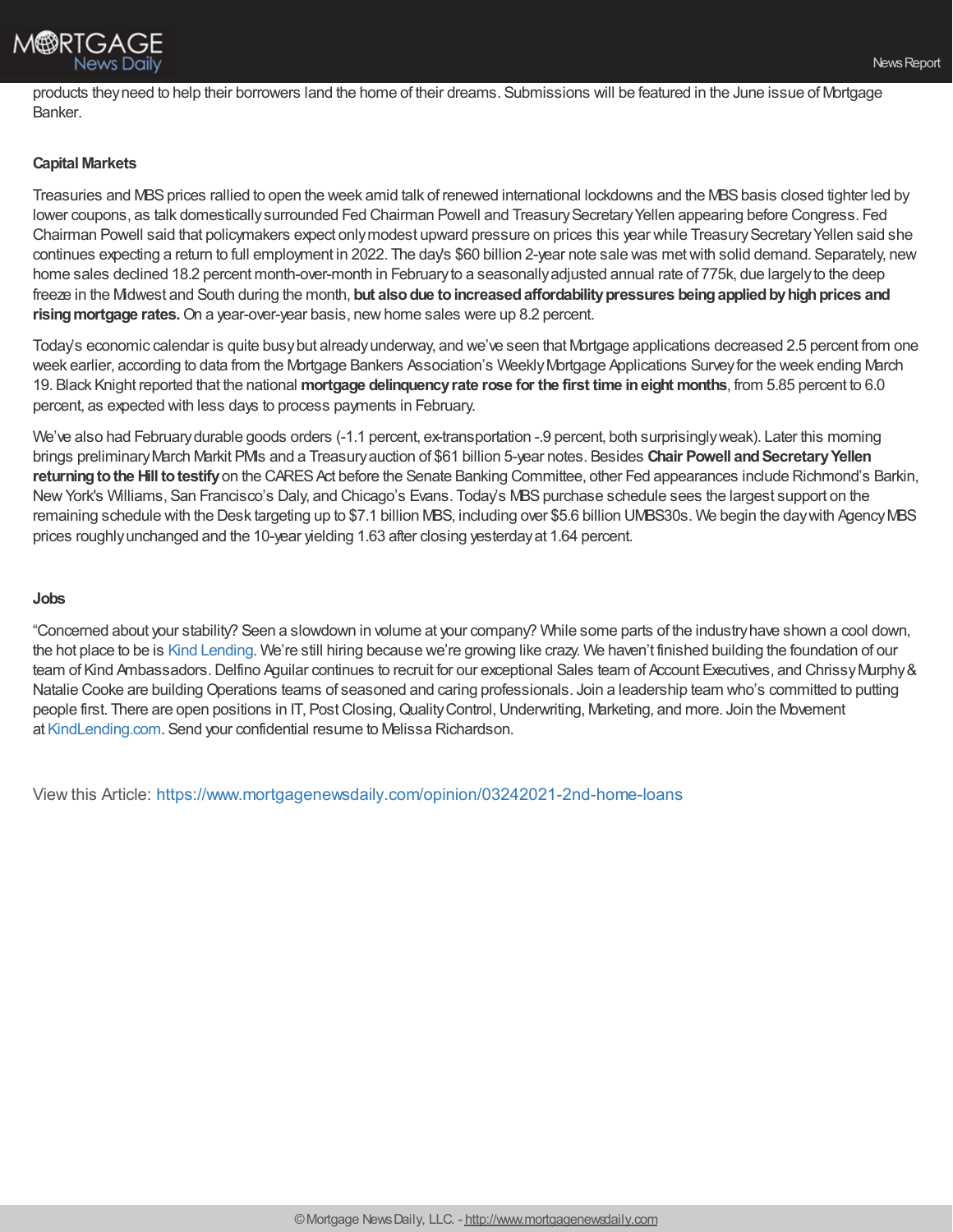products they need to help their borrowers land the home of their dreams. Submissions will be featured in the June issue of Mortgage Banker.

**Capital Markets**

Treasuries and MBS prices rallied to open the week amid talk of renewed international lockdowns and the MBS basis closed tighter led by lower coupons, as talk domestically surrounded Fed Chairman Powell and Treasury Secretary Yellen appearing before Congress. Fed Chairman Powell said that policymakers expect only modest upward pressure on prices this year while Treasury Secretary Yellen said she continues expecting a return to full employment in 2022. The day's $60 billion 2-year note sale was met with solid demand. Separately, new home sales declined 18.2 percent month-over-month in February to a seasonally adjusted annual rate of 775k, due largely to the deep freeze in the Midwest and South during the month, **but also due to increased affordability pressures being applied by high prices and rising mortgage rates.** On a year-over-year basis, new home sales were up 8.2 percent.

Today's economic calendar is quite busy but already underway, and we've seen that Mortgage applications decreased 2.5 percent from one week earlier, according to data from the Mortgage Bankers Association's Weekly Mortgage Applications Survey for the week ending March 19. Black Knight reported that the national **mortgage delinquency rate rose for the first time in eight months**, from 5.85 percent to 6.0 percent, as expected with less days to process payments in February.

We've also had February durable goods orders (-1.1 percent, ex-transportation -.9 percent, both surprisingly weak). Later this morning brings preliminary March Markit PMIs and a Treasury auction of $61 billion 5-year notes. Besides **Chair Powell and Secretary Yellen returning to the Hill to testify** on the CARES Act before the Senate Banking Committee, other Fed appearances include Richmond's Barkin, New York's Williams, San Francisco's Daly, and Chicago's Evans. Today's MBS purchase schedule sees the largest support on the remaining schedule with the Desk targeting up to $7.1 billion MBS, including over $5.6 billion UMBS30s. We begin the day with Agency MBS prices roughly unchanged and the 10-year yielding 1.63 after closing yesterday at 1.64 percent.

**Jobs**

"Concerned about your stability? Seen a slowdown in volume at your company? While some parts of the industry have shown a cool down, the hot place to be is Kind Lending. We're still hiring because we're growing like crazy. We haven't finished building the foundation of our team of Kind Ambassadors. Delfino Aguilar continues to recruit for our exceptional Sales team of Account Executives, and Chrissy Murphy & Natalie Cooke are building Operations teams of seasoned and caring professionals. Join a leadership team who's committed to putting people first. There are open positions in IT, Post Closing, Quality Control, Underwriting, Marketing, and more. Join the Movement at KindLending.com. Send your confidential resume to Melissa Richardson.

View this Article: https://www.mortgagenewsdaily.com/opinion/03242021-2nd-home-loans